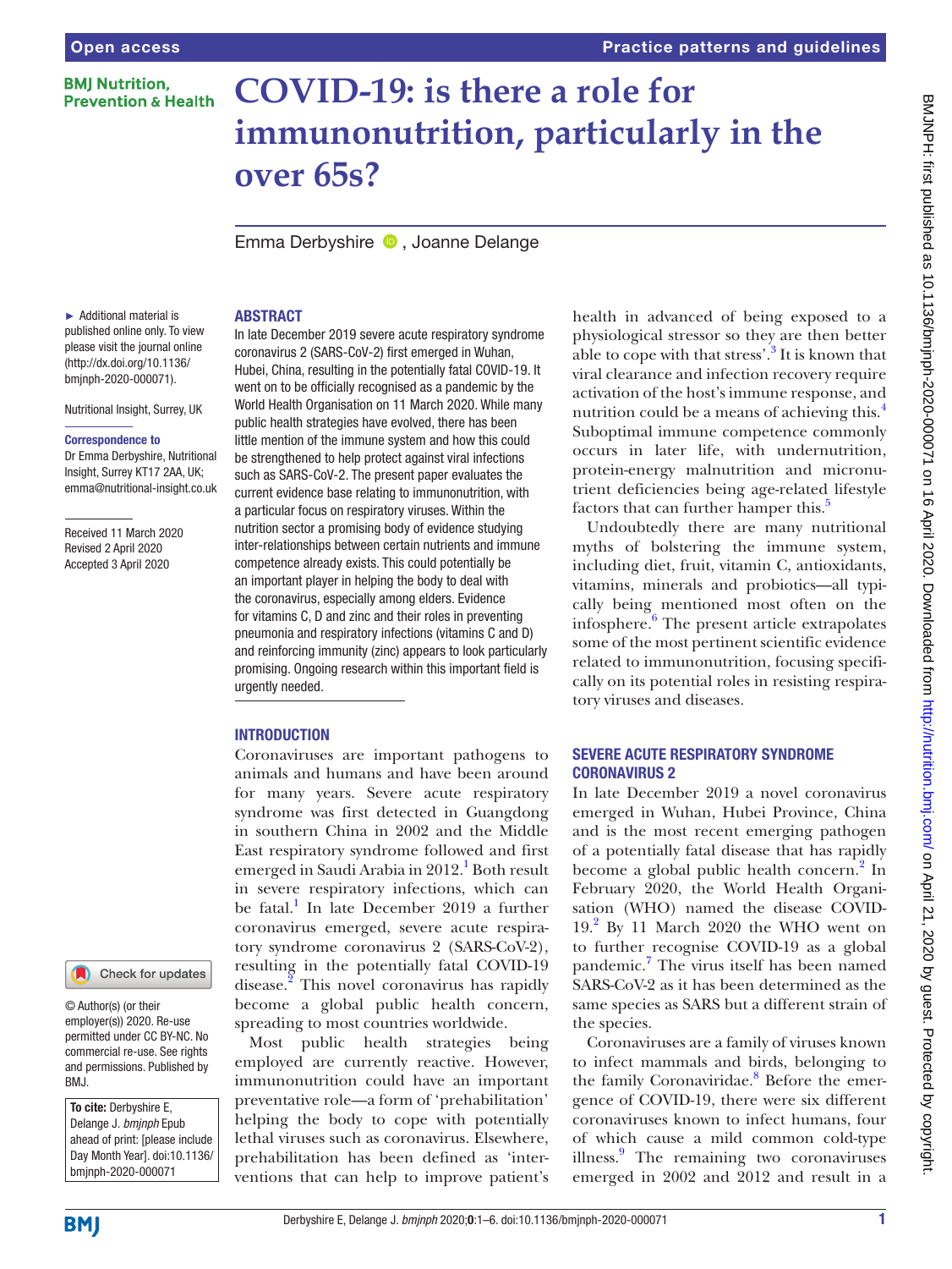Open access

Practice patterns and guidelines

BMJ Nutrition, Prevention & Health

# COVID-19: is there a role for immunonutrition, particularly in the over 65s?

Emma Derbyshire, Joanne Delange

► Additional material is published online only. To view please visit the journal online (http://dx.doi.org/10.1136/bmjnph-2020-000071).

Nutritional Insight, Surrey, UK

**Correspondence to**
Dr Emma Derbyshire, Nutritional Insight, Surrey KT17 2AA, UK; emma@nutritional-insight.co.uk

Received 11 March 2020
Revised 2 April 2020
Accepted 3 April 2020

© Author(s) (or their employer(s)) 2020. Re-use permitted under CC BY-NC. No commercial re-use. See rights and permissions. Published by BMJ.

**To cite:** Derbyshire E, Delange J. *bmjnph* Epub ahead of print: [please include Day Month Year]. doi:10.1136/bmjnph-2020-000071

## ABSTRACT

In late December 2019 severe acute respiratory syndrome coronavirus 2 (SARS-CoV-2) first emerged in Wuhan, Hubei, China, resulting in the potentially fatal COVID-19. It went on to be officially recognised as a pandemic by the World Health Organisation on 11 March 2020. While many public health strategies have evolved, there has been little mention of the immune system and how this could be strengthened to help protect against viral infections such as SARS-CoV-2. The present paper evaluates the current evidence base relating to immunonutrition, with a particular focus on respiratory viruses. Within the nutrition sector a promising body of evidence studying inter-relationships between certain nutrients and immune competence already exists. This could potentially be an important player in helping the body to deal with the coronavirus, especially among elders. Evidence for vitamins C, D and zinc and their roles in preventing pneumonia and respiratory infections (vitamins C and D) and reinforcing immunity (zinc) appears to look particularly promising. Ongoing research within this important field is urgently needed.

## INTRODUCTION

Coronaviruses are important pathogens to animals and humans and have been around for many years. Severe acute respiratory syndrome was first detected in Guangdong in southern China in 2002 and the Middle East respiratory syndrome followed and first emerged in Saudi Arabia in 2012.[1] Both result in severe respiratory infections, which can be fatal.[1] In late December 2019 a further coronavirus emerged, severe acute respiratory syndrome coronavirus 2 (SARS-CoV-2), resulting in the potentially fatal COVID-19 disease.[2] This novel coronavirus has rapidly become a global public health concern, spreading to most countries worldwide.

Most public health strategies being employed are currently reactive. However, immunonutrition could have an important preventative role—a form of 'prehabilitation' helping the body to cope with potentially lethal viruses such as coronavirus. Elsewhere, prehabilitation has been defined as 'interventions that can help to improve patient's health in advanced of being exposed to a physiological stressor so they are then better able to cope with that stress'.[3] It is known that viral clearance and infection recovery require activation of the host's immune response, and nutrition could be a means of achieving this.[4] Suboptimal immune competence commonly occurs in later life, with undernutrition, protein-energy malnutrition and micronutrient deficiencies being age-related lifestyle factors that can further hamper this.[5]

Undoubtedly there are many nutritional myths of bolstering the immune system, including diet, fruit, vitamin C, antioxidants, vitamins, minerals and probiotics—all typically being mentioned most often on the infosphere.[6] The present article extrapolates some of the most pertinent scientific evidence related to immunonutrition, focusing specifically on its potential roles in resisting respiratory viruses and diseases.

## SEVERE ACUTE RESPIRATORY SYNDROME CORONAVIRUS 2

In late December 2019 a novel coronavirus emerged in Wuhan, Hubei Province, China and is the most recent emerging pathogen of a potentially fatal disease that has rapidly become a global public health concern.[2] In February 2020, the World Health Organisation (WHO) named the disease COVID-19.[2] By 11 March 2020 the WHO went on to further recognise COVID-19 as a global pandemic.[7] The virus itself has been named SARS-CoV-2 as it has been determined as the same species as SARS but a different strain of the species.

Coronaviruses are a family of viruses known to infect mammals and birds, belonging to the family Coronaviridae.[8] Before the emergence of COVID-19, there were six different coronaviruses known to infect humans, four of which cause a mild common cold-type illness.[9] The remaining two coronaviruses emerged in 2002 and 2012 and result in a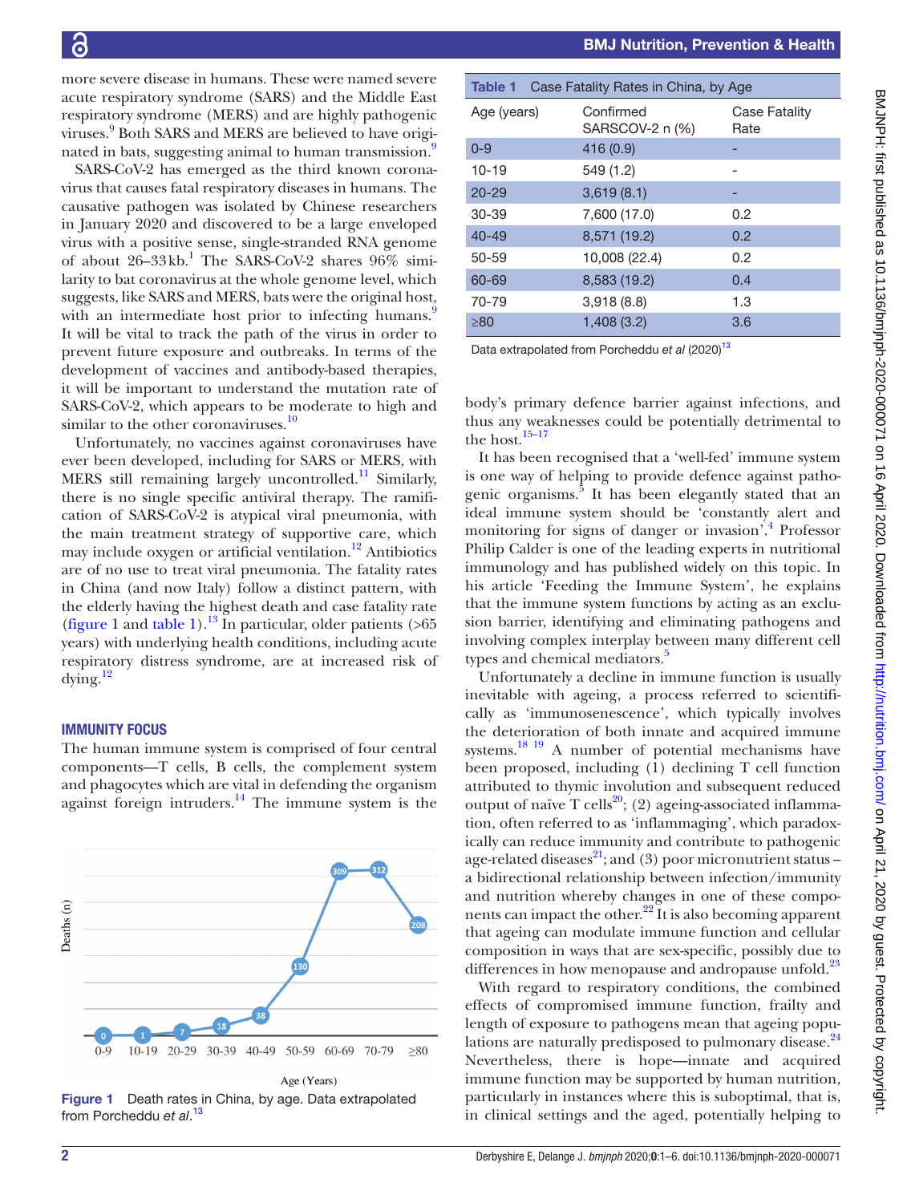more severe disease in humans. These were named severe acute respiratory syndrome (SARS) and the Middle East respiratory syndrome (MERS) and are highly pathogenic viruses.[9] Both SARS and MERS are believed to have originated in bats, suggesting animal to human transmission.[9]

SARS-CoV-2 has emerged as the third known coronavirus that causes fatal respiratory diseases in humans. The causative pathogen was isolated by Chinese researchers in January 2020 and discovered to be a large enveloped virus with a positive sense, single-stranded RNA genome of about 26–33 kb.[1] The SARS-CoV-2 shares 96% similarity to bat coronavirus at the whole genome level, which suggests, like SARS and MERS, bats were the original host, with an intermediate host prior to infecting humans.[9] It will be vital to track the path of the virus in order to prevent future exposure and outbreaks. In terms of the development of vaccines and antibody-based therapies, it will be important to understand the mutation rate of SARS-CoV-2, which appears to be moderate to high and similar to the other coronaviruses.[10]

Unfortunately, no vaccines against coronaviruses have ever been developed, including for SARS or MERS, with MERS still remaining largely uncontrolled.[11] Similarly, there is no single specific antiviral therapy. The ramification of SARS-CoV-2 is atypical viral pneumonia, with the main treatment strategy of supportive care, which may include oxygen or artificial ventilation.[12] Antibiotics are of no use to treat viral pneumonia. The fatality rates in China (and now Italy) follow a distinct pattern, with the elderly having the highest death and case fatality rate (figure 1 and table 1).[13] In particular, older patients (>65 years) with underlying health conditions, including acute respiratory distress syndrome, are at increased risk of dying.[12]

## IMMUNITY FOCUS

The human immune system is comprised of four central components—T cells, B cells, the complement system and phagocytes which are vital in defending the organism against foreign intruders.[14] The immune system is the body's primary defence barrier against infections, and thus any weaknesses could be potentially detrimental to the host.[15–17]

**Table 1** Case Fatality Rates in China, by Age

| Age (years) | Confirmed SARSCOV-2 n (%) | Case Fatality Rate |
|---|---|---|
| 0-9 | 416 (0.9) | - |
| 10-19 | 549 (1.2) | - |
| 20-29 | 3,619 (8.1) | - |
| 30-39 | 7,600 (17.0) | 0.2 |
| 40-49 | 8,571 (19.2) | 0.2 |
| 50-59 | 10,008 (22.4) | 0.2 |
| 60-69 | 8,583 (19.2) | 0.4 |
| 70-79 | 3,918 (8.8) | 1.3 |
| ≥80 | 1,408 (3.2) | 3.6 |

Data extrapolated from Porcheddu *et al* (2020)[13]

Figure 1 Death rates in China, by age. Data extrapolated from Porcheddu *et al*.[13]

It has been recognised that a 'well-fed' immune system is one way of helping to provide defence against pathogenic organisms.[5] It has been elegantly stated that an ideal immune system should be 'constantly alert and monitoring for signs of danger or invasion'.[4] Professor Philip Calder is one of the leading experts in nutritional immunology and has published widely on this topic. In his article 'Feeding the Immune System', he explains that the immune system functions by acting as an exclusion barrier, identifying and eliminating pathogens and involving complex interplay between many different cell types and chemical mediators.[5]

Unfortunately a decline in immune function is usually inevitable with ageing, a process referred to scientifically as 'immunosenescence', which typically involves the deterioration of both innate and acquired immune systems.[18 19] A number of potential mechanisms have been proposed, including (1) declining T cell function attributed to thymic involution and subsequent reduced output of naïve T cells[20]; (2) ageing-associated inflammation, often referred to as 'inflammaging', which paradoxically can reduce immunity and contribute to pathogenic age-related diseases[21]; and (3) poor micronutrient status – a bidirectional relationship between infection/immunity and nutrition whereby changes in one of these components can impact the other.[22] It is also becoming apparent that ageing can modulate immune function and cellular composition in ways that are sex-specific, possibly due to differences in how menopause and andropause unfold.[23]

With regard to respiratory conditions, the combined effects of compromised immune function, frailty and length of exposure to pathogens mean that ageing populations are naturally predisposed to pulmonary disease.[24] Nevertheless, there is hope—innate and acquired immune function may be supported by human nutrition, particularly in instances where this is suboptimal, that is, in clinical settings and the aged, potentially helping to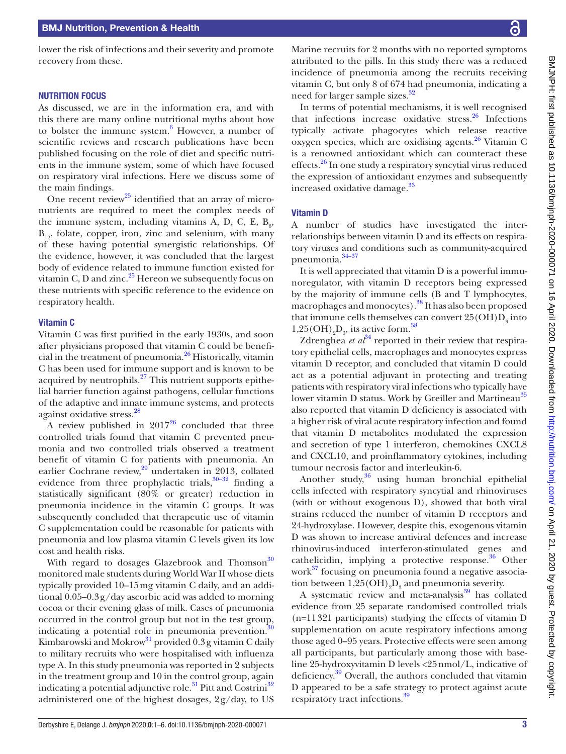lower the risk of infections and their severity and promote recovery from these.

## NUTRITION FOCUS

As discussed, we are in the information era, and with this there are many online nutritional myths about how to bolster the immune system.[6] However, a number of scientific reviews and research publications have been published focusing on the role of diet and specific nutrients in the immune system, some of which have focused on respiratory viral infections. Here we discuss some of the main findings.

One recent review[25] identified that an array of micronutrients are required to meet the complex needs of the immune system, including vitamins A, D, C, E, $B_6$, $B_{12}$, folate, copper, iron, zinc and selenium, with many of these having potential synergistic relationships. Of the evidence, however, it was concluded that the largest body of evidence related to immune function existed for vitamin C, D and zinc.[25] Hereon we subsequently focus on these nutrients with specific reference to the evidence on respiratory health.

### Vitamin C

Vitamin C was first purified in the early 1930s, and soon after physicians proposed that vitamin C could be beneficial in the treatment of pneumonia.[26] Historically, vitamin C has been used for immune support and is known to be acquired by neutrophils.[27] This nutrient supports epithelial barrier function against pathogens, cellular functions of the adaptive and innate immune systems, and protects against oxidative stress.[28]

A review published in 2017[26] concluded that three controlled trials found that vitamin C prevented pneumonia and two controlled trials observed a treatment benefit of vitamin C for patients with pneumonia. An earlier Cochrane review,[29] undertaken in 2013, collated evidence from three prophylactic trials,[30–32] finding a statistically significant (80% or greater) reduction in pneumonia incidence in the vitamin C groups. It was subsequently concluded that therapeutic use of vitamin C supplementation could be reasonable for patients with pneumonia and low plasma vitamin C levels given its low cost and health risks.

With regard to dosages Glazebrook and Thomson[30] monitored male students during World War II whose diets typically provided 10–15 mg vitamin C daily, and an additional 0.05–0.3 g/day ascorbic acid was added to morning cocoa or their evening glass of milk. Cases of pneumonia occurred in the control group but not in the test group, indicating a potential role in pneumonia prevention.[30] Kimbarowski and Mokrow[31] provided 0.3 g vitamin C daily to military recruits who were hospitalised with influenza type A. In this study pneumonia was reported in 2 subjects in the treatment group and 10 in the control group, again indicating a potential adjunctive role.[31] Pitt and Costrini[32] administered one of the highest dosages, 2 g/day, to US Marine recruits for 2 months with no reported symptoms attributed to the pills. In this study there was a reduced incidence of pneumonia among the recruits receiving vitamin C, but only 8 of 674 had pneumonia, indicating a need for larger sample sizes.[32]

In terms of potential mechanisms, it is well recognised that infections increase oxidative stress.[26] Infections typically activate phagocytes which release reactive oxygen species, which are oxidising agents.[26] Vitamin C is a renowned antioxidant which can counteract these effects.[26] In one study a respiratory syncytial virus reduced the expression of antioxidant enzymes and subsequently increased oxidative damage.[33]

### Vitamin D

A number of studies have investigated the inter-relationships between vitamin D and its effects on respiratory viruses and conditions such as community-acquired pneumonia.[34–37]

It is well appreciated that vitamin D is a powerful immunoregulator, with vitamin D receptors being expressed by the majority of immune cells (B and T lymphocytes, macrophages and monocytes).[38] It has also been proposed that immune cells themselves can convert $25(OH)D_3$ into $1,25(OH)_2D_3$, its active form.[38]

Zdrenghea *et al*[34] reported in their review that respiratory epithelial cells, macrophages and monocytes express vitamin D receptor, and concluded that vitamin D could act as a potential adjuvant in protecting and treating patients with respiratory viral infections who typically have lower vitamin D status. Work by Greiller and Martineau[35] also reported that vitamin D deficiency is associated with a higher risk of viral acute respiratory infection and found that vitamin D metabolites modulated the expression and secretion of type 1 interferon, chemokines CXCL8 and CXCL10, and proinflammatory cytokines, including tumour necrosis factor and interleukin-6.

Another study,[36] using human bronchial epithelial cells infected with respiratory syncytial and rhinoviruses (with or without exogenous D), showed that both viral strains reduced the number of vitamin D receptors and 24-hydroxylase. However, despite this, exogenous vitamin D was shown to increase antiviral defences and increase rhinovirus-induced interferon-stimulated genes and cathelicidin, implying a protective response.[36] Other work[37] focusing on pneumonia found a negative association between $1,25(OH)_2D_3$ and pneumonia severity.

A systematic review and meta-analysis[39] has collated evidence from 25 separate randomised controlled trials (n=11 321 participants) studying the effects of vitamin D supplementation on acute respiratory infections among those aged 0–95 years. Protective effects were seen among all participants, but particularly among those with baseline 25-hydroxyvitamin D levels <25 nmol/L, indicative of deficiency.[39] Overall, the authors concluded that vitamin D appeared to be a safe strategy to protect against acute respiratory tract infections.[39]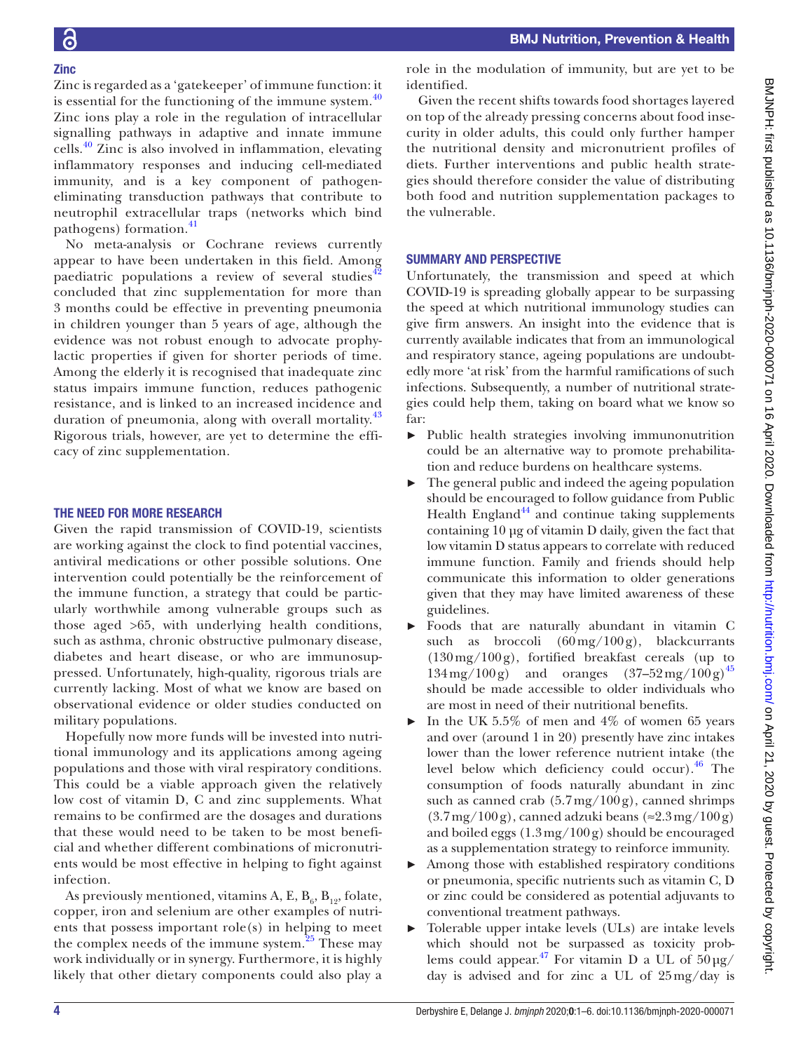### Zinc

Zinc is regarded as a 'gatekeeper' of immune function: it is essential for the functioning of the immune system.[40] Zinc ions play a role in the regulation of intracellular signalling pathways in adaptive and innate immune cells.[40] Zinc is also involved in inflammation, elevating inflammatory responses and inducing cell-mediated immunity, and is a key component of pathogen-eliminating transduction pathways that contribute to neutrophil extracellular traps (networks which bind pathogens) formation.[41]

No meta-analysis or Cochrane reviews currently appear to have been undertaken in this field. Among paediatric populations a review of several studies[42] concluded that zinc supplementation for more than 3 months could be effective in preventing pneumonia in children younger than 5 years of age, although the evidence was not robust enough to advocate prophylactic properties if given for shorter periods of time. Among the elderly it is recognised that inadequate zinc status impairs immune function, reduces pathogenic resistance, and is linked to an increased incidence and duration of pneumonia, along with overall mortality.[43] Rigorous trials, however, are yet to determine the efficacy of zinc supplementation.

## THE NEED FOR MORE RESEARCH

Given the rapid transmission of COVID-19, scientists are working against the clock to find potential vaccines, antiviral medications or other possible solutions. One intervention could potentially be the reinforcement of the immune function, a strategy that could be particularly worthwhile among vulnerable groups such as those aged >65, with underlying health conditions, such as asthma, chronic obstructive pulmonary disease, diabetes and heart disease, or who are immunosuppressed. Unfortunately, high-quality, rigorous trials are currently lacking. Most of what we know are based on observational evidence or older studies conducted on military populations.

Hopefully now more funds will be invested into nutritional immunology and its applications among ageing populations and those with viral respiratory conditions. This could be a viable approach given the relatively low cost of vitamin D, C and zinc supplements. What remains to be confirmed are the dosages and durations that these would need to be taken to be most beneficial and whether different combinations of micronutrients would be most effective in helping to fight against infection.

As previously mentioned, vitamins A, E, $B_6$, $B_{12}$, folate, copper, iron and selenium are other examples of nutrients that possess important role(s) in helping to meet the complex needs of the immune system.[25] These may work individually or in synergy. Furthermore, it is highly likely that other dietary components could also play a role in the modulation of immunity, but are yet to be identified.

Given the recent shifts towards food shortages layered on top of the already pressing concerns about food insecurity in older adults, this could only further hamper the nutritional density and micronutrient profiles of diets. Further interventions and public health strategies should therefore consider the value of distributing both food and nutrition supplementation packages to the vulnerable.

## SUMMARY AND PERSPECTIVE

Unfortunately, the transmission and speed at which COVID-19 is spreading globally appear to be surpassing the speed at which nutritional immunology studies can give firm answers. An insight into the evidence that is currently available indicates that from an immunological and respiratory stance, ageing populations are undoubtedly more 'at risk' from the harmful ramifications of such infections. Subsequently, a number of nutritional strategies could help them, taking on board what we know so far:

- Public health strategies involving immunonutrition could be an alternative way to promote prehabilitation and reduce burdens on healthcare systems.
- The general public and indeed the ageing population should be encouraged to follow guidance from Public Health England[44] and continue taking supplements containing 10 µg of vitamin D daily, given the fact that low vitamin D status appears to correlate with reduced immune function. Family and friends should help communicate this information to older generations given that they may have limited awareness of these guidelines.
- Foods that are naturally abundant in vitamin C such as broccoli (60 mg/100 g), blackcurrants (130 mg/100 g), fortified breakfast cereals (up to 134 mg/100 g) and oranges (37–52 mg/100 g)[45] should be made accessible to older individuals who are most in need of their nutritional benefits.
- In the UK 5.5% of men and 4% of women 65 years and over (around 1 in 20) presently have zinc intakes lower than the lower reference nutrient intake (the level below which deficiency could occur).[46] The consumption of foods naturally abundant in zinc such as canned crab (5.7 mg/100 g), canned shrimps (3.7 mg/100 g), canned adzuki beans (≈2.3 mg/100 g) and boiled eggs (1.3 mg/100 g) should be encouraged as a supplementation strategy to reinforce immunity.
- Among those with established respiratory conditions or pneumonia, specific nutrients such as vitamin C, D or zinc could be considered as potential adjuvants to conventional treatment pathways.
- Tolerable upper intake levels (ULs) are intake levels which should not be surpassed as toxicity problems could appear.[47] For vitamin D a UL of 50 µg/day is advised and for zinc a UL of 25 mg/day is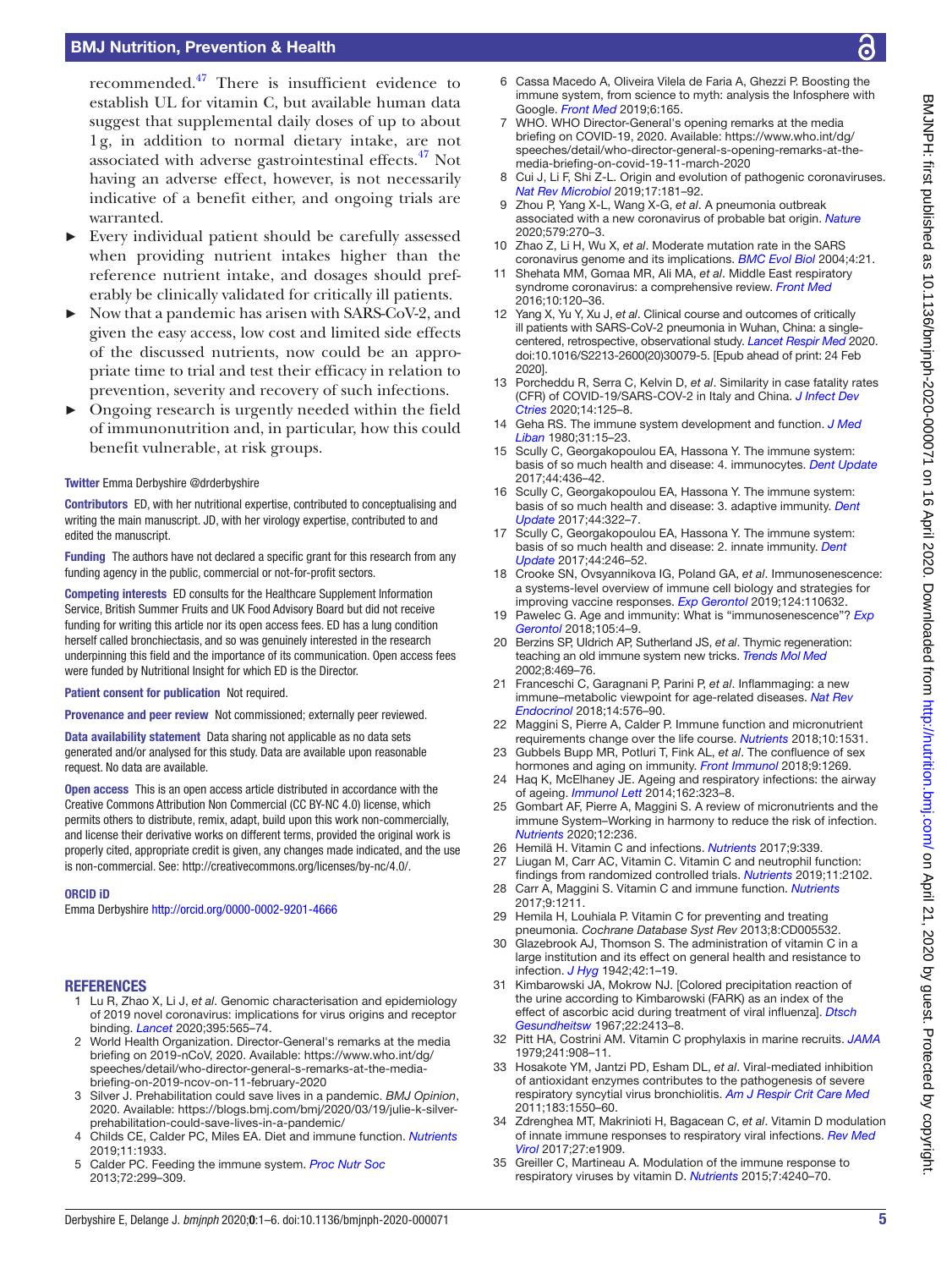recommended.[47] There is insufficient evidence to establish UL for vitamin C, but available human data suggest that supplemental daily doses of up to about 1g, in addition to normal dietary intake, are not associated with adverse gastrointestinal effects.[47] Not having an adverse effect, however, is not necessarily indicative of a benefit either, and ongoing trials are warranted.

- Every individual patient should be carefully assessed when providing nutrient intakes higher than the reference nutrient intake, and dosages should preferably be clinically validated for critically ill patients.
- Now that a pandemic has arisen with SARS-CoV-2, and given the easy access, low cost and limited side effects of the discussed nutrients, now could be an appropriate time to trial and test their efficacy in relation to prevention, severity and recovery of such infections.
- Ongoing research is urgently needed within the field of immunonutrition and, in particular, how this could benefit vulnerable, at risk groups.

**Twitter** Emma Derbyshire @drderbyshire

**Contributors** ED, with her nutritional expertise, contributed to conceptualising and writing the main manuscript. JD, with her virology expertise, contributed to and edited the manuscript.

**Funding** The authors have not declared a specific grant for this research from any funding agency in the public, commercial or not-for-profit sectors.

**Competing interests** ED consults for the Healthcare Supplement Information Service, British Summer Fruits and UK Food Advisory Board but did not receive funding for writing this article nor its open access fees. ED has a lung condition herself called bronchiectasis, and so was genuinely interested in the research underpinning this field and the importance of its communication. Open access fees were funded by Nutritional Insight for which ED is the Director.

**Patient consent for publication** Not required.

**Provenance and peer review** Not commissioned; externally peer reviewed.

**Data availability statement** Data sharing not applicable as no data sets generated and/or analysed for this study. Data are available upon reasonable request. No data are available.

**Open access** This is an open access article distributed in accordance with the Creative Commons Attribution Non Commercial (CC BY-NC 4.0) license, which permits others to distribute, remix, adapt, build upon this work non-commercially, and license their derivative works on different terms, provided the original work is properly cited, appropriate credit is given, any changes made indicated, and the use is non-commercial. See: http://creativecommons.org/licenses/by-nc/4.0/.

**ORCID iD**

Emma Derbyshire http://orcid.org/0000-0002-9201-4666

## REFERENCES

1. Lu R, Zhao X, Li J, *et al*. Genomic characterisation and epidemiology of 2019 novel coronavirus: implications for virus origins and receptor binding. *Lancet* 2020;395:565–74.
2. World Health Organization. Director-General's remarks at the media briefing on 2019-nCoV, 2020. Available: https://www.who.int/dg/speeches/detail/who-director-general-s-remarks-at-the-media-briefing-on-2019-ncov-on-11-february-2020
3. Silver J. Prehabilitation could save lives in a pandemic. *BMJ Opinion*, 2020. Available: https://blogs.bmj.com/bmj/2020/03/19/julie-k-silver-prehabilitation-could-save-lives-in-a-pandemic/
4. Childs CE, Calder PC, Miles EA. Diet and immune function. *Nutrients* 2019;11:1933.
5. Calder PC. Feeding the immune system. *Proc Nutr Soc* 2013;72:299–309.
6. Cassa Macedo A, Oliveira Vilela de Faria A, Ghezzi P. Boosting the immune system, from science to myth: analysis the Infosphere with Google. *Front Med* 2019;6:165.
7. WHO. WHO Director-General's opening remarks at the media briefing on COVID-19, 2020. Available: https://www.who.int/dg/speeches/detail/who-director-general-s-opening-remarks-at-the-media-briefing-on-covid-19-11-march-2020
8. Cui J, Li F, Shi Z-L. Origin and evolution of pathogenic coronaviruses. *Nat Rev Microbiol* 2019;17:181–92.
9. Zhou P, Yang X-L, Wang X-G, *et al*. A pneumonia outbreak associated with a new coronavirus of probable bat origin. *Nature* 2020;579:270–3.
10. Zhao Z, Li H, Wu X, *et al*. Moderate mutation rate in the SARS coronavirus genome and its implications. *BMC Evol Biol* 2004;4:21.
11. Shehata MM, Gomaa MR, Ali MA, *et al*. Middle East respiratory syndrome coronavirus: a comprehensive review. *Front Med* 2016;10:120–36.
12. Yang X, Yu Y, Xu J, *et al*. Clinical course and outcomes of critically ill patients with SARS-CoV-2 pneumonia in Wuhan, China: a single-centered, retrospective, observational study. *Lancet Respir Med* 2020. doi:10.1016/S2213-2600(20)30079-5. [Epub ahead of print: 24 Feb 2020].
13. Porcheddu R, Serra C, Kelvin D, *et al*. Similarity in case fatality rates (CFR) of COVID-19/SARS-COV-2 in Italy and China. *J Infect Dev Ctries* 2020;14:125–8.
14. Geha RS. The immune system development and function. *J Med Liban* 1980;31:15–23.
15. Scully C, Georgakopoulou EA, Hassona Y. The immune system: basis of so much health and disease: 4. immunocytes. *Dent Update* 2017;44:436–42.
16. Scully C, Georgakopoulou EA, Hassona Y. The immune system: basis of so much health and disease: 3. adaptive immunity. *Dent Update* 2017;44:322–7.
17. Scully C, Georgakopoulou EA, Hassona Y. The immune system: basis of so much health and disease: 2. innate immunity. *Dent Update* 2017;44:246–52.
18. Crooke SN, Ovsyannikova IG, Poland GA, *et al*. Immunosenescence: a systems-level overview of immune cell biology and strategies for improving vaccine responses. *Exp Gerontol* 2019;124:110632.
19. Pawelec G. Age and immunity: What is "immunosenescence"? *Exp Gerontol* 2018;105:4–9.
20. Berzins SP, Uldrich AP, Sutherland JS, *et al*. Thymic regeneration: teaching an old immune system new tricks. *Trends Mol Med* 2002;8:469–76.
21. Franceschi C, Garagnani P, Parini P, *et al*. Inflammaging: a new immune–metabolic viewpoint for age-related diseases. *Nat Rev Endocrinol* 2018;14:576–90.
22. Maggini S, Pierre A, Calder P. Immune function and micronutrient requirements change over the life course. *Nutrients* 2018;10:1531.
23. Gubbels Bupp MR, Potluri T, Fink AL, *et al*. The confluence of sex hormones and aging on immunity. *Front Immunol* 2018;9:1269.
24. Haq K, McElhaney JE. Ageing and respiratory infections: the airway of ageing. *Immunol Lett* 2014;162:323–8.
25. Gombart AF, Pierre A, Maggini S. A review of micronutrients and the immune System–Working in harmony to reduce the risk of infection. *Nutrients* 2020;12:236.
26. Hemilä H. Vitamin C and infections. *Nutrients* 2017;9:339.
27. Liugan M, Carr AC, Vitamin C. Vitamin C and neutrophil function: findings from randomized controlled trials. *Nutrients* 2019;11:2102.
28. Carr A, Maggini S. Vitamin C and immune function. *Nutrients* 2017;9:1211.
29. Hemila H, Louhiala P. Vitamin C for preventing and treating pneumonia. *Cochrane Database Syst Rev* 2013;8:CD005532.
30. Glazebrook AJ, Thomson S. The administration of vitamin C in a large institution and its effect on general health and resistance to infection. *J Hyg* 1942;42:1–19.
31. Kimbarowski JA, Mokrow NJ. [Colored precipitation reaction of the urine according to Kimbarowski (FARK) as an index of the effect of ascorbic acid during treatment of viral influenza]. *Dtsch Gesundheitsw* 1967;22:2413–8.
32. Pitt HA, Costrini AM. Vitamin C prophylaxis in marine recruits. *JAMA* 1979;241:908–11.
33. Hosakote YM, Jantzi PD, Esham DL, *et al*. Viral-mediated inhibition of antioxidant enzymes contributes to the pathogenesis of severe respiratory syncytial virus bronchiolitis. *Am J Respir Crit Care Med* 2011;183:1550–60.
34. Zdrenghea MT, Makrinioti H, Bagacean C, *et al*. Vitamin D modulation of innate immune responses to respiratory viral infections. *Rev Med Virol* 2017;27:e1909.
35. Greiller C, Martineau A. Modulation of the immune response to respiratory viruses by vitamin D. *Nutrients* 2015;7:4240–70.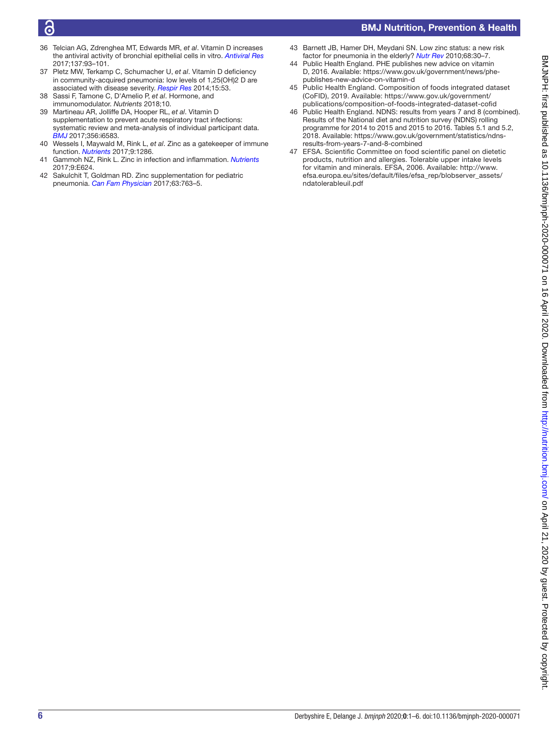36 Telcian AG, Zdrenghea MT, Edwards MR, *et al*. Vitamin D increases the antiviral activity of bronchial epithelial cells in vitro. *Antiviral Res* 2017;137:93–101.
37 Pletz MW, Terkamp C, Schumacher U, *et al*. Vitamin D deficiency in community-acquired pneumonia: low levels of 1,25(OH)2 D are associated with disease severity. *Respir Res* 2014;15:53.
38 Sassi F, Tamone C, D'Amelio P, *et al*. Hormone, and immunomodulator. *Nutrients* 2018;10.
39 Martineau AR, Jolliffe DA, Hooper RL, *et al*. Vitamin D supplementation to prevent acute respiratory tract infections: systematic review and meta-analysis of individual participant data. *BMJ* 2017;356:i6583.
40 Wessels I, Maywald M, Rink L, *et al*. Zinc as a gatekeeper of immune function. *Nutrients* 2017;9:1286.
41 Gammoh NZ, Rink L. Zinc in infection and inflammation. *Nutrients* 2017;9:E624.
42 Sakulchit T, Goldman RD. Zinc supplementation for pediatric pneumonia. *Can Fam Physician* 2017;63:763–5.
43 Barnett JB, Hamer DH, Meydani SN. Low zinc status: a new risk factor for pneumonia in the elderly? *Nutr Rev* 2010;68:30–7.
44 Public Health England. PHE publishes new advice on vitamin D, 2016. Available: https://www.gov.uk/government/news/phe-publishes-new-advice-on-vitamin-d
45 Public Health England. Composition of foods integrated dataset (CoFID), 2019. Available: https://www.gov.uk/government/publications/composition-of-foods-integrated-dataset-cofid
46 Public Health England. NDNS: results from years 7 and 8 (combined). Results of the National diet and nutrition survey (NDNS) rolling programme for 2014 to 2015 and 2015 to 2016. Tables 5.1 and 5.2, 2018. Available: https://www.gov.uk/government/statistics/ndns-results-from-years-7-and-8-combined
47 EFSA. Scientific Committee on food scientific panel on dietetic products, nutrition and allergies. Tolerable upper intake levels for vitamin and minerals. EFSA, 2006. Available: http://www.efsa.europa.eu/sites/default/files/efsa_rep/blobserver_assets/ndatolerableuil.pdf